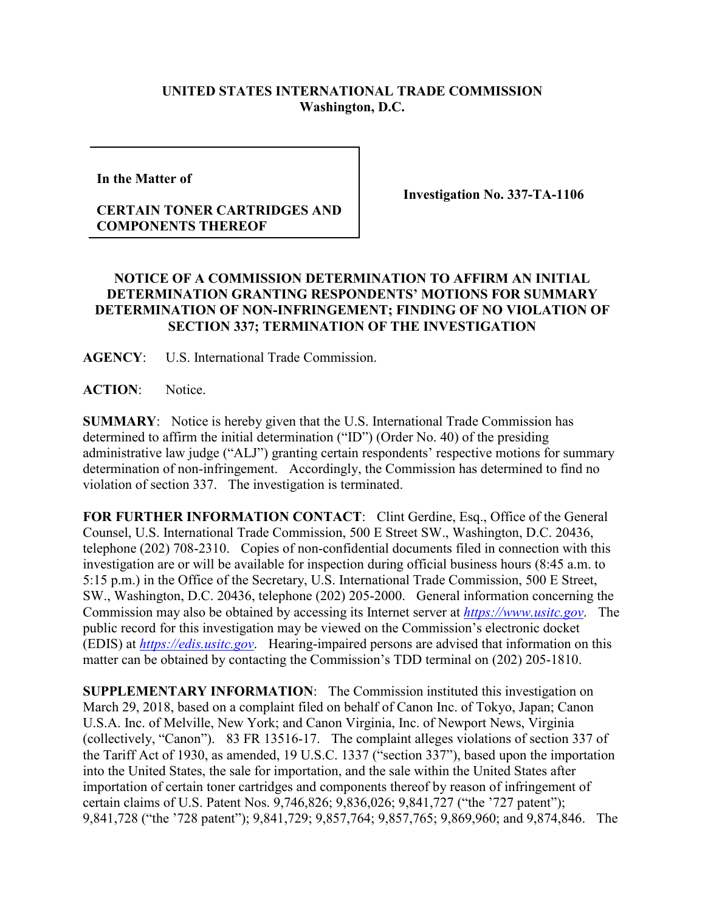**UNITED STATES INTERNATIONAL TRADE COMMISSION**
**Washington, D.C.**

| **In the Matter of**<br><br>**CERTAIN TONER CARTRIDGES AND COMPONENTS THEREOF** | **Investigation No. 337-TA-1106** |
| --- | --- |

## NOTICE OF A COMMISSION DETERMINATION TO AFFIRM AN INITIAL DETERMINATION GRANTING RESPONDENTS' MOTIONS FOR SUMMARY DETERMINATION OF NON-INFRINGEMENT; FINDING OF NO VIOLATION OF SECTION 337; TERMINATION OF THE INVESTIGATION

**AGENCY**: U.S. International Trade Commission.

**ACTION**: Notice.

**SUMMARY**: Notice is hereby given that the U.S. International Trade Commission has determined to affirm the initial determination ("ID") (Order No. 40) of the presiding administrative law judge ("ALJ") granting certain respondents' respective motions for summary determination of non-infringement. Accordingly, the Commission has determined to find no violation of section 337. The investigation is terminated.

**FOR FURTHER INFORMATION CONTACT**: Clint Gerdine, Esq., Office of the General Counsel, U.S. International Trade Commission, 500 E Street SW., Washington, D.C. 20436, telephone (202) 708-2310. Copies of non-confidential documents filed in connection with this investigation are or will be available for inspection during official business hours (8:45 a.m. to 5:15 p.m.) in the Office of the Secretary, U.S. International Trade Commission, 500 E Street, SW., Washington, D.C. 20436, telephone (202) 205-2000. General information concerning the Commission may also be obtained by accessing its Internet server at *https://www.usitc.gov*. The public record for this investigation may be viewed on the Commission's electronic docket (EDIS) at *https://edis.usitc.gov*. Hearing-impaired persons are advised that information on this matter can be obtained by contacting the Commission's TDD terminal on (202) 205-1810.

**SUPPLEMENTARY INFORMATION**: The Commission instituted this investigation on March 29, 2018, based on a complaint filed on behalf of Canon Inc. of Tokyo, Japan; Canon U.S.A. Inc. of Melville, New York; and Canon Virginia, Inc. of Newport News, Virginia (collectively, "Canon"). 83 FR 13516-17. The complaint alleges violations of section 337 of the Tariff Act of 1930, as amended, 19 U.S.C. 1337 ("section 337"), based upon the importation into the United States, the sale for importation, and the sale within the United States after importation of certain toner cartridges and components thereof by reason of infringement of certain claims of U.S. Patent Nos. 9,746,826; 9,836,026; 9,841,727 ("the '727 patent"); 9,841,728 ("the '728 patent"); 9,841,729; 9,857,764; 9,857,765; 9,869,960; and 9,874,846. The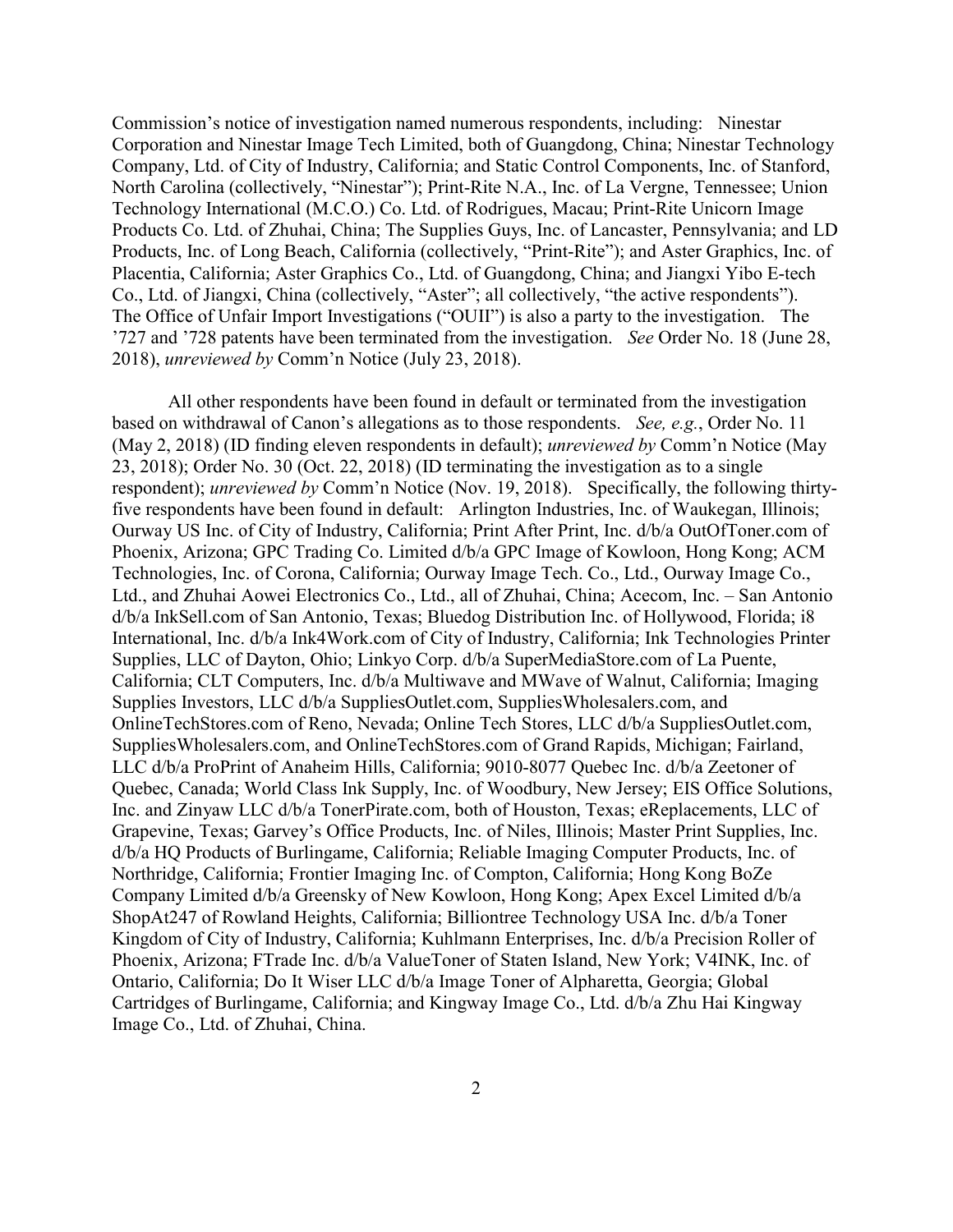Commission's notice of investigation named numerous respondents, including: Ninestar Corporation and Ninestar Image Tech Limited, both of Guangdong, China; Ninestar Technology Company, Ltd. of City of Industry, California; and Static Control Components, Inc. of Stanford, North Carolina (collectively, "Ninestar"); Print-Rite N.A., Inc. of La Vergne, Tennessee; Union Technology International (M.C.O.) Co. Ltd. of Rodrigues, Macau; Print-Rite Unicorn Image Products Co. Ltd. of Zhuhai, China; The Supplies Guys, Inc. of Lancaster, Pennsylvania; and LD Products, Inc. of Long Beach, California (collectively, "Print-Rite"); and Aster Graphics, Inc. of Placentia, California; Aster Graphics Co., Ltd. of Guangdong, China; and Jiangxi Yibo E-tech Co., Ltd. of Jiangxi, China (collectively, "Aster"; all collectively, "the active respondents"). The Office of Unfair Import Investigations ("OUII") is also a party to the investigation. The '727 and '728 patents have been terminated from the investigation. *See* Order No. 18 (June 28, 2018), *unreviewed by* Comm'n Notice (July 23, 2018).

All other respondents have been found in default or terminated from the investigation based on withdrawal of Canon's allegations as to those respondents. *See, e.g.*, Order No. 11 (May 2, 2018) (ID finding eleven respondents in default); *unreviewed by* Comm'n Notice (May 23, 2018); Order No. 30 (Oct. 22, 2018) (ID terminating the investigation as to a single respondent); *unreviewed by* Comm'n Notice (Nov. 19, 2018). Specifically, the following thirty-five respondents have been found in default: Arlington Industries, Inc. of Waukegan, Illinois; Ourway US Inc. of City of Industry, California; Print After Print, Inc. d/b/a OutOfToner.com of Phoenix, Arizona; GPC Trading Co. Limited d/b/a GPC Image of Kowloon, Hong Kong; ACM Technologies, Inc. of Corona, California; Ourway Image Tech. Co., Ltd., Ourway Image Co., Ltd., and Zhuhai Aowei Electronics Co., Ltd., all of Zhuhai, China; Acecom, Inc. – San Antonio d/b/a InkSell.com of San Antonio, Texas; Bluedog Distribution Inc. of Hollywood, Florida; i8 International, Inc. d/b/a Ink4Work.com of City of Industry, California; Ink Technologies Printer Supplies, LLC of Dayton, Ohio; Linkyo Corp. d/b/a SuperMediaStore.com of La Puente, California; CLT Computers, Inc. d/b/a Multiwave and MWave of Walnut, California; Imaging Supplies Investors, LLC d/b/a SuppliesOutlet.com, SuppliesWholesalers.com, and OnlineTechStores.com of Reno, Nevada; Online Tech Stores, LLC d/b/a SuppliesOutlet.com, SuppliesWholesalers.com, and OnlineTechStores.com of Grand Rapids, Michigan; Fairland, LLC d/b/a ProPrint of Anaheim Hills, California; 9010-8077 Quebec Inc. d/b/a Zeetoner of Quebec, Canada; World Class Ink Supply, Inc. of Woodbury, New Jersey; EIS Office Solutions, Inc. and Zinyaw LLC d/b/a TonerPirate.com, both of Houston, Texas; eReplacements, LLC of Grapevine, Texas; Garvey's Office Products, Inc. of Niles, Illinois; Master Print Supplies, Inc. d/b/a HQ Products of Burlingame, California; Reliable Imaging Computer Products, Inc. of Northridge, California; Frontier Imaging Inc. of Compton, California; Hong Kong BoZe Company Limited d/b/a Greensky of New Kowloon, Hong Kong; Apex Excel Limited d/b/a ShopAt247 of Rowland Heights, California; Billiontree Technology USA Inc. d/b/a Toner Kingdom of City of Industry, California; Kuhlmann Enterprises, Inc. d/b/a Precision Roller of Phoenix, Arizona; FTrade Inc. d/b/a ValueToner of Staten Island, New York; V4INK, Inc. of Ontario, California; Do It Wiser LLC d/b/a Image Toner of Alpharetta, Georgia; Global Cartridges of Burlingame, California; and Kingway Image Co., Ltd. d/b/a Zhu Hai Kingway Image Co., Ltd. of Zhuhai, China.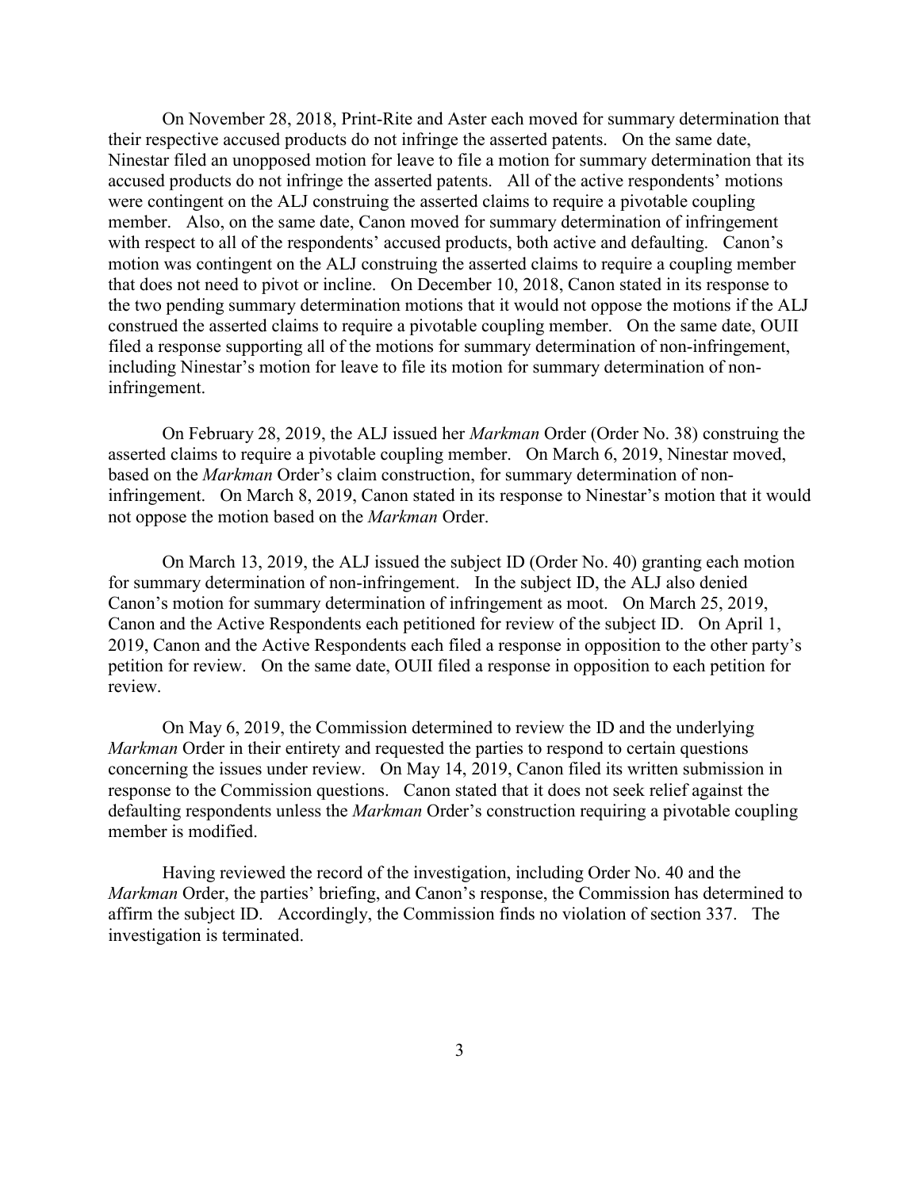On November 28, 2018, Print-Rite and Aster each moved for summary determination that their respective accused products do not infringe the asserted patents. On the same date, Ninestar filed an unopposed motion for leave to file a motion for summary determination that its accused products do not infringe the asserted patents. All of the active respondents' motions were contingent on the ALJ construing the asserted claims to require a pivotable coupling member. Also, on the same date, Canon moved for summary determination of infringement with respect to all of the respondents' accused products, both active and defaulting. Canon's motion was contingent on the ALJ construing the asserted claims to require a coupling member that does not need to pivot or incline. On December 10, 2018, Canon stated in its response to the two pending summary determination motions that it would not oppose the motions if the ALJ construed the asserted claims to require a pivotable coupling member. On the same date, OUII filed a response supporting all of the motions for summary determination of non-infringement, including Ninestar's motion for leave to file its motion for summary determination of non-infringement.

On February 28, 2019, the ALJ issued her *Markman* Order (Order No. 38) construing the asserted claims to require a pivotable coupling member. On March 6, 2019, Ninestar moved, based on the *Markman* Order's claim construction, for summary determination of non-infringement. On March 8, 2019, Canon stated in its response to Ninestar's motion that it would not oppose the motion based on the *Markman* Order.

On March 13, 2019, the ALJ issued the subject ID (Order No. 40) granting each motion for summary determination of non-infringement. In the subject ID, the ALJ also denied Canon's motion for summary determination of infringement as moot. On March 25, 2019, Canon and the Active Respondents each petitioned for review of the subject ID. On April 1, 2019, Canon and the Active Respondents each filed a response in opposition to the other party's petition for review. On the same date, OUII filed a response in opposition to each petition for review.

On May 6, 2019, the Commission determined to review the ID and the underlying *Markman* Order in their entirety and requested the parties to respond to certain questions concerning the issues under review. On May 14, 2019, Canon filed its written submission in response to the Commission questions. Canon stated that it does not seek relief against the defaulting respondents unless the *Markman* Order's construction requiring a pivotable coupling member is modified.

Having reviewed the record of the investigation, including Order No. 40 and the *Markman* Order, the parties' briefing, and Canon's response, the Commission has determined to affirm the subject ID. Accordingly, the Commission finds no violation of section 337. The investigation is terminated.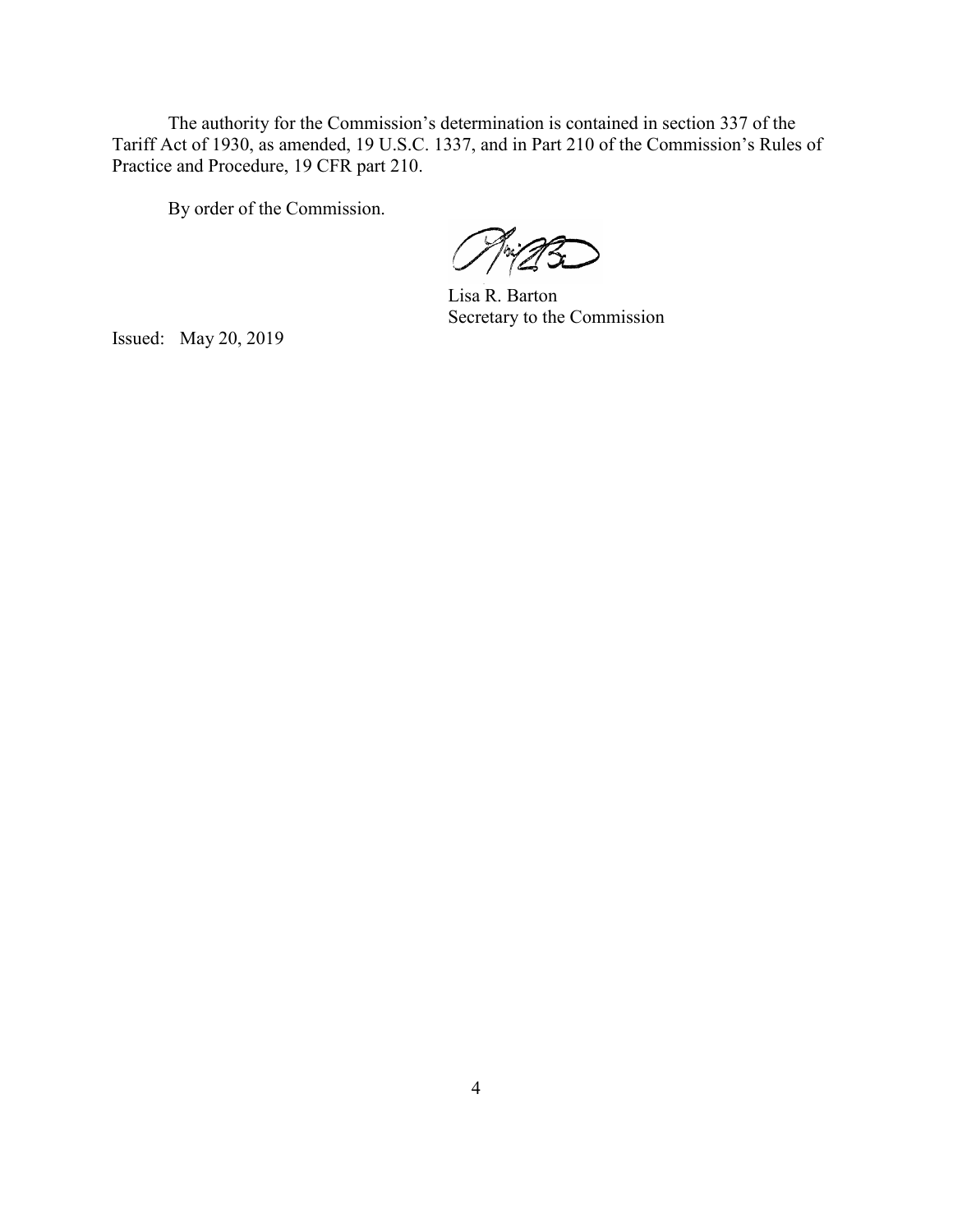The authority for the Commission's determination is contained in section 337 of the Tariff Act of 1930, as amended, 19 U.S.C. 1337, and in Part 210 of the Commission's Rules of Practice and Procedure, 19 CFR part 210.

By order of the Commission.

Lisa R. Barton
Secretary to the Commission

Issued: May 20, 2019